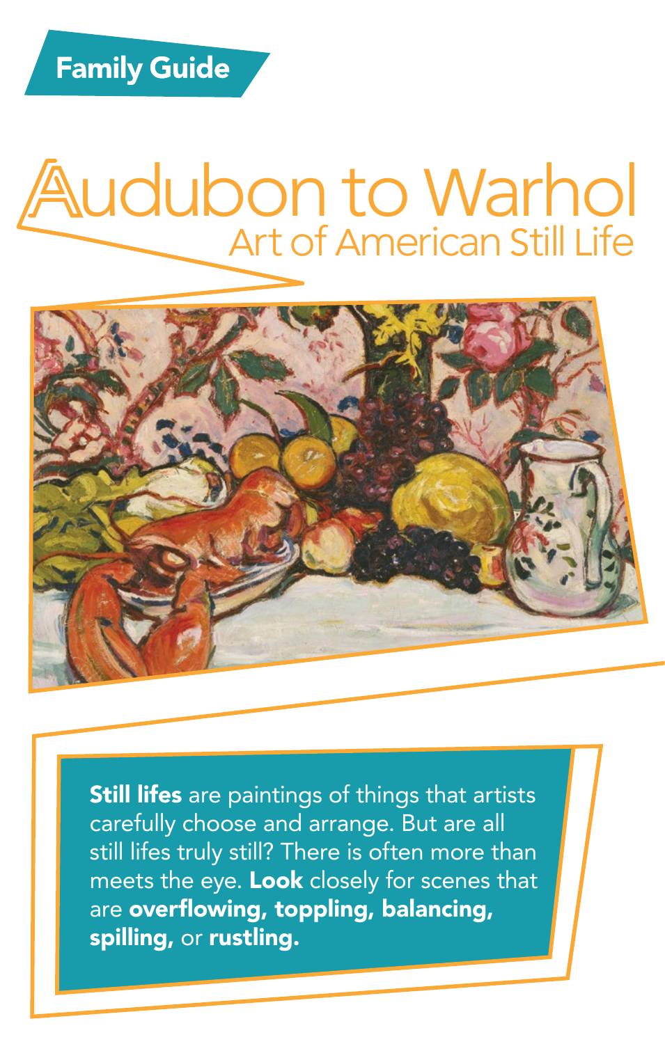Family Guide

# Audubon to Warhol

## Art of American Still Life

**Still lifes** are paintings of things that artists carefully choose and arrange. But are all still lifes truly still? There is often more than meets the eye. **Look** closely for scenes that are **overflowing, toppling, balancing, spilling,** or **rustling.**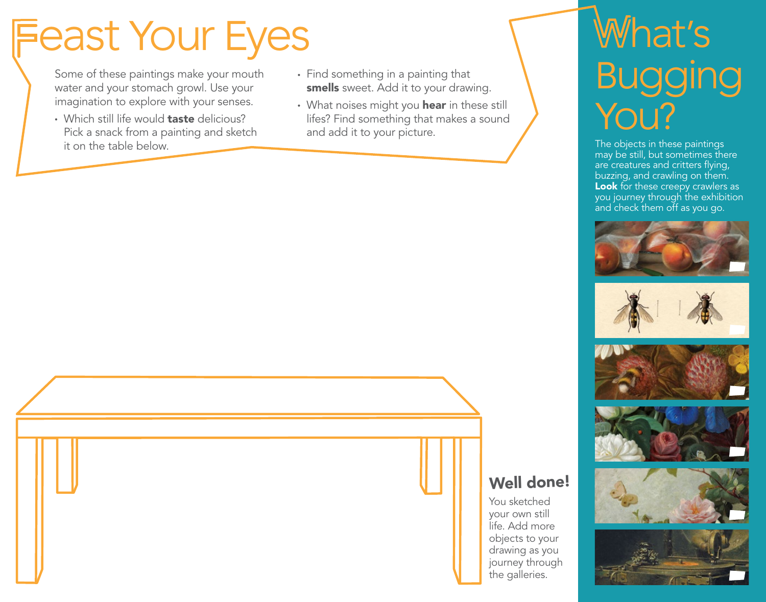# Feast Your Eyes

Some of these paintings make your mouth water and your stomach growl. Use your imagination to explore with your senses.

- Which still life would **taste** delicious? Pick a snack from a painting and sketch it on the table below.
- Find something in a painting that **smells** sweet. Add it to your drawing.
- What noises might you **hear** in these still lifes? Find something that makes a sound and add it to your picture.

## Well done!

You sketched your own still life. Add more objects to your drawing as you journey through the galleries.

# What's Bugging You?

The objects in these paintings may be still, but sometimes there are creatures and critters flying, buzzing, and crawling on them. **Look** for these creepy crawlers as you journey through the exhibition and check them off as you go.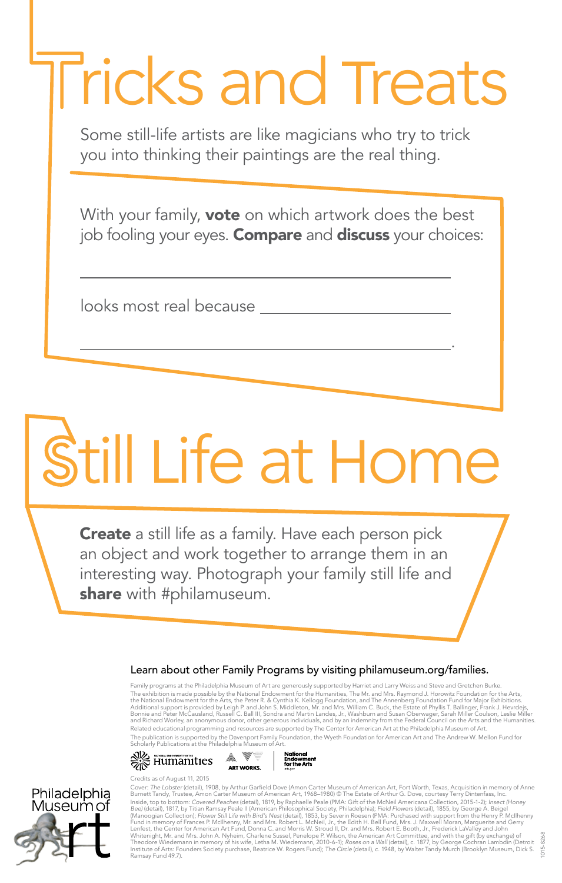# Tricks and Treats

Some still-life artists are like magicians who try to trick you into thinking their paintings are the real thing.

With your family, **vote** on which artwork does the best job fooling your eyes. **Compare** and **discuss** your choices:

\_\_\_\_\_\_\_\_\_\_\_\_\_\_\_\_\_\_\_\_\_\_\_\_\_\_\_\_\_\_\_\_\_\_\_\_\_\_\_\_

looks most real because \_\_\_\_\_\_\_\_\_\_\_\_\_\_\_\_\_\_\_\_

\_\_\_\_\_\_\_\_\_\_\_\_\_\_\_\_\_\_\_\_\_\_\_\_\_\_\_\_\_\_\_\_\_\_\_\_\_\_\_\_.

# Still Life at Home

**Create** a still life as a family. Have each person pick an object and work together to arrange them in an interesting way. Photograph your family still life and **share** with #philamuseum.

Learn about other Family Programs by visiting philamuseum.org/families.

Family programs at the Philadelphia Museum of Art are generously supported by Harriet and Larry Weiss and Steve and Gretchen Burke.

The exhibition is made possible by the National Endowment for the Humanities, The Mr. and Mrs. Raymond J. Horowitz Foundation for the Arts, the National Endowment for the Arts, the Peter R. & Cynthia K. Kellogg Foundation, and The Annenberg Foundation Fund for Major Exhibitions. Additional support is provided by Leigh P. and John S. Middleton, Mr. and Mrs. William C. Buck, the Estate of Phyllis T. Ballinger, Frank J. Hevrdejs, Bonnie and Peter McCausland, Russell C. Ball III, Sondra and Martin Landes, Jr., Washburn and Susan Oberwager, Sarah Miller Coulson, Leslie Miller and Richard Worley, an anonymous donor, other generous individuals, and by an indemnity from the Federal Council on the Arts and the Humanities.

Related educational programming and resources are supported by The Center for American Art at the Philadelphia Museum of Art.

The publication is supported by the Davenport Family Foundation, the Wyeth Foundation for American Art and The Andrew W. Mellon Fund for Scholarly Publications at the Philadelphia Museum of Art.

Humanities · ART WORKS. · National Endowment for the Arts

Credits as of August 11, 2015

Cover: *The Lobster* (detail), 1908, by Arthur Garfield Dove (Amon Carter Museum of American Art, Fort Worth, Texas, Acquisition in memory of Anne Burnett Tandy, Trustee, Amon Carter Museum of American Art, 1968–1980) © The Estate of Arthur G. Dove, courtesy Terry Dintenfass, Inc.

Inside, top to bottom: *Covered Peaches* (detail), 1819, by Raphaelle Peale (PMA: Gift of the McNeil Americana Collection, 2015-1-2); *Insect (Honey Bee)* (detail), 1817, by Titian Ramsay Peale II (American Philosophical Society, Philadelphia); *Field Flowers* (detail), 1855, by George A. Beigel (Manoogian Collection); *Flower Still Life with Bird's Nest* (detail), 1853, by Severin Roesen (PMA: Purchased with support from the Henry P. McIlhenny Fund in memory of Frances P. McIlhenny, Mr. and Mrs. Robert L. McNeil, Jr., the Edith H. Bell Fund, Mrs. J. Maxwell Moran, Marguerite and Gerry Lenfest, the Center for American Art Fund, Donna C. and Morris W. Stroud II, Dr. and Mrs. Robert E. Booth, Jr., Frederick LaValley and John Whitenight, Mr. and Mrs. John A. Nyheim, Charlene Sussel, Penelope P. Wilson, the American Art Committee, and with the gift (by exchange) of Theodore Wiedemann in memory of his wife, Letha M. Wiedemann, 2010-6-1); *Roses on a Wall* (detail), c. 1877, by George Cochran Lambdin (Detroit Institute of Arts: Founders Society purchase, Beatrice W. Rogers Fund); *The Circle* (detail), c. 1948, by Walter Tandy Murch (Brooklyn Museum, Dick S. Ramsay Fund 49.7).

Philadelphia Museum of Art

1015-8268